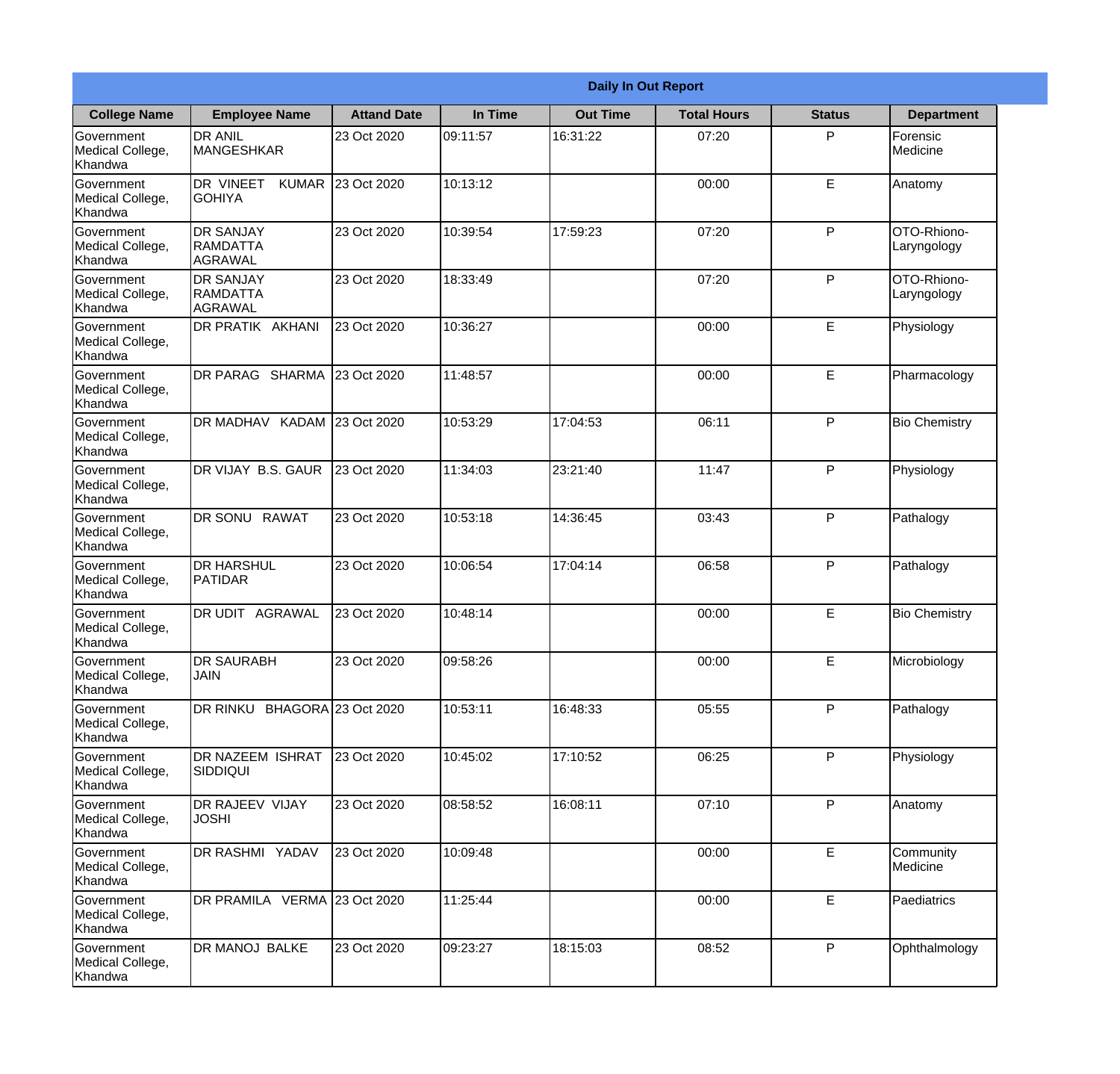| Daily In Out Report | | | | | | | |
|---|---|---|---|---|---|---|---|
| **College Name** | **Employee Name** | **Attand Date** | **In Time** | **Out Time** | **Total Hours** | **Status** | **Department** |
| Government Medical College, Khandwa | DR ANIL MANGESHKAR | 23 Oct 2020 | 09:11:57 | 16:31:22 | 07:20 | P | Forensic Medicine |
| Government Medical College, Khandwa | DR VINEET KUMAR GOHIYA | 23 Oct 2020 | 10:13:12 | | 00:00 | E | Anatomy |
| Government Medical College, Khandwa | DR SANJAY RAMDATTA AGRAWAL | 23 Oct 2020 | 10:39:54 | 17:59:23 | 07:20 | P | OTO-Rhiono-Laryngology |
| Government Medical College, Khandwa | DR SANJAY RAMDATTA AGRAWAL | 23 Oct 2020 | 18:33:49 | | 07:20 | P | OTO-Rhiono-Laryngology |
| Government Medical College, Khandwa | DR PRATIK AKHANI | 23 Oct 2020 | 10:36:27 | | 00:00 | E | Physiology |
| Government Medical College, Khandwa | DR PARAG SHARMA | 23 Oct 2020 | 11:48:57 | | 00:00 | E | Pharmacology |
| Government Medical College, Khandwa | DR MADHAV KADAM | 23 Oct 2020 | 10:53:29 | 17:04:53 | 06:11 | P | Bio Chemistry |
| Government Medical College, Khandwa | DR VIJAY B.S. GAUR | 23 Oct 2020 | 11:34:03 | 23:21:40 | 11:47 | P | Physiology |
| Government Medical College, Khandwa | DR SONU RAWAT | 23 Oct 2020 | 10:53:18 | 14:36:45 | 03:43 | P | Pathalogy |
| Government Medical College, Khandwa | DR HARSHUL PATIDAR | 23 Oct 2020 | 10:06:54 | 17:04:14 | 06:58 | P | Pathalogy |
| Government Medical College, Khandwa | DR UDIT AGRAWAL | 23 Oct 2020 | 10:48:14 | | 00:00 | E | Bio Chemistry |
| Government Medical College, Khandwa | DR SAURABH JAIN | 23 Oct 2020 | 09:58:26 | | 00:00 | E | Microbiology |
| Government Medical College, Khandwa | DR RINKU BHAGORA | 23 Oct 2020 | 10:53:11 | 16:48:33 | 05:55 | P | Pathalogy |
| Government Medical College, Khandwa | DR NAZEEM ISHRAT SIDDIQUI | 23 Oct 2020 | 10:45:02 | 17:10:52 | 06:25 | P | Physiology |
| Government Medical College, Khandwa | DR RAJEEV VIJAY JOSHI | 23 Oct 2020 | 08:58:52 | 16:08:11 | 07:10 | P | Anatomy |
| Government Medical College, Khandwa | DR RASHMI YADAV | 23 Oct 2020 | 10:09:48 | | 00:00 | E | Community Medicine |
| Government Medical College, Khandwa | DR PRAMILA VERMA | 23 Oct 2020 | 11:25:44 | | 00:00 | E | Paediatrics |
| Government Medical College, Khandwa | DR MANOJ BALKE | 23 Oct 2020 | 09:23:27 | 18:15:03 | 08:52 | P | Ophthalmology |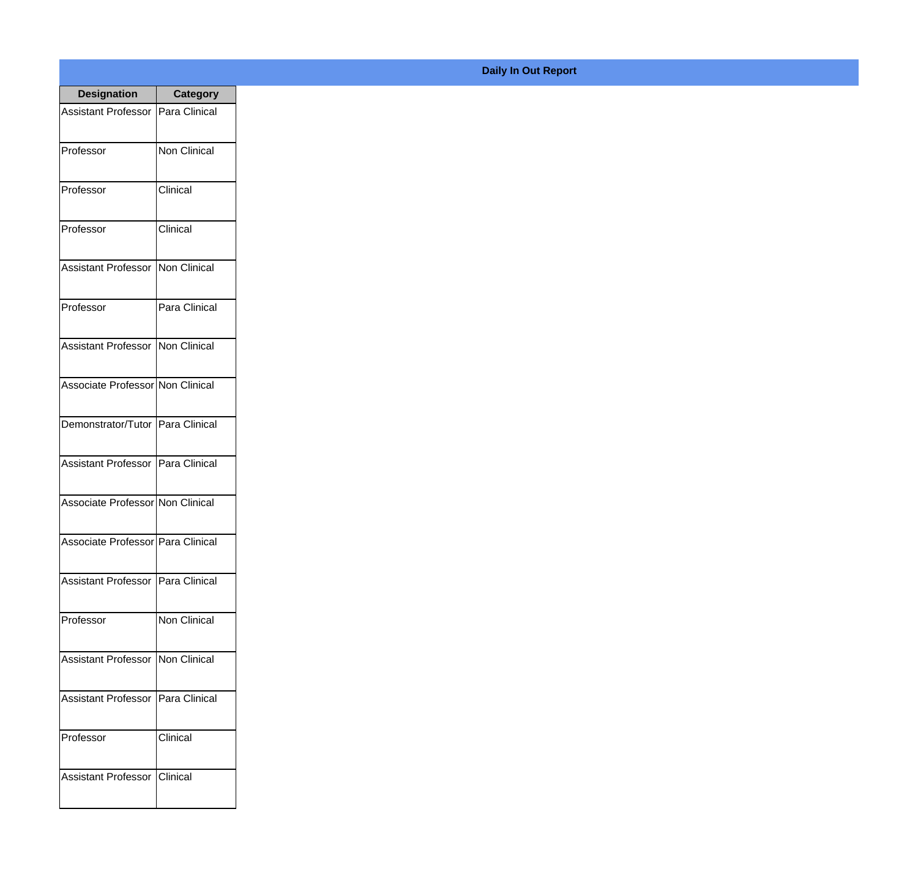**Daily In Out Report**

| Designation | Category |
|---|---|
| Assistant Professor | Para Clinical |
| Professor | Non Clinical |
| Professor | Clinical |
| Professor | Clinical |
| Assistant Professor | Non Clinical |
| Professor | Para Clinical |
| Assistant Professor | Non Clinical |
| Associate Professor | Non Clinical |
| Demonstrator/Tutor | Para Clinical |
| Assistant Professor | Para Clinical |
| Associate Professor | Non Clinical |
| Associate Professor | Para Clinical |
| Assistant Professor | Para Clinical |
| Professor | Non Clinical |
| Assistant Professor | Non Clinical |
| Assistant Professor | Para Clinical |
| Professor | Clinical |
| Assistant Professor | Clinical |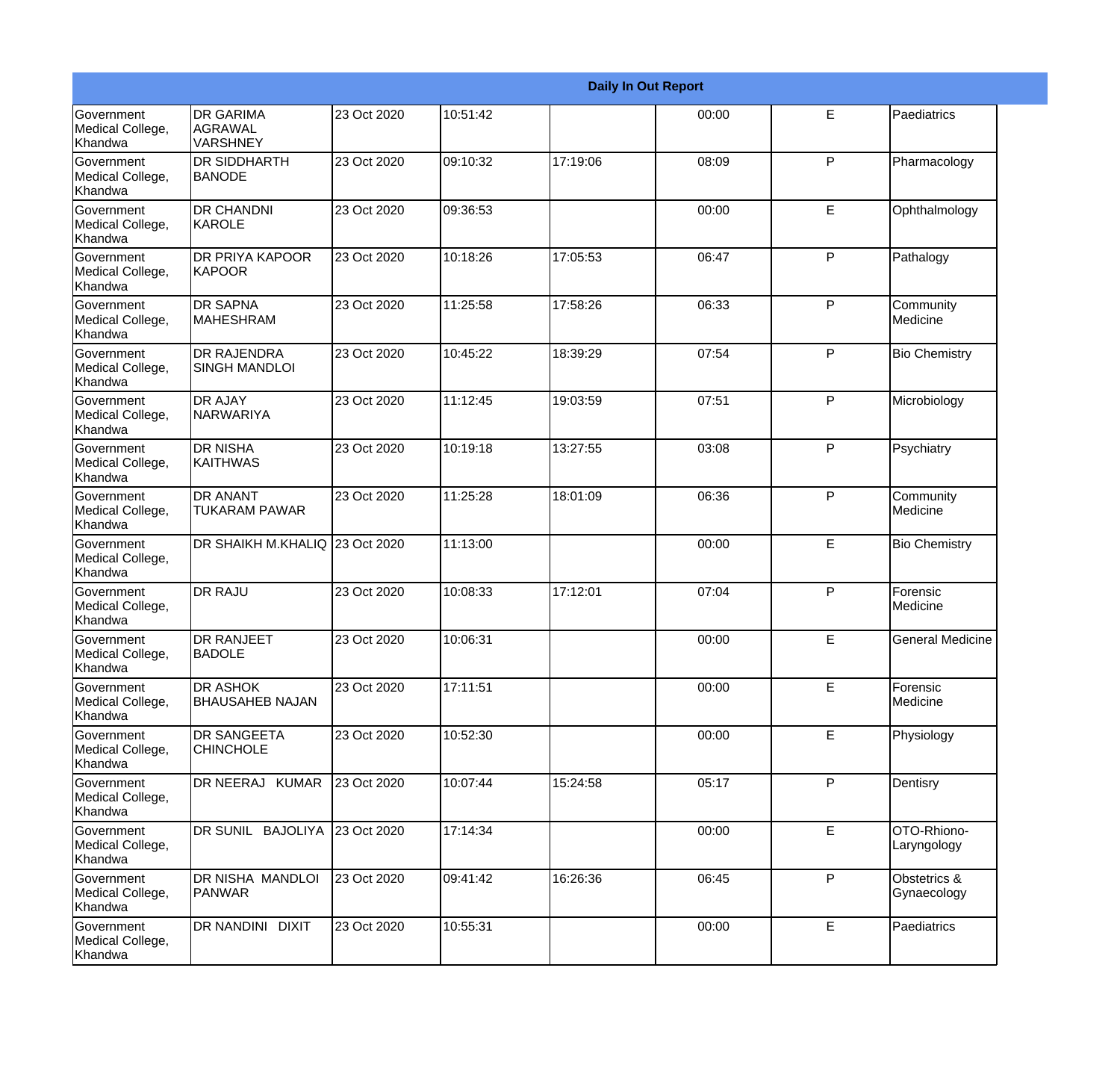| Daily In Out Report | | | | | | | |
|---|---|---|---|---|---|---|---|
| Government Medical College, Khandwa | DR GARIMA AGRAWAL VARSHNEY | 23 Oct 2020 | 10:51:42 | | 00:00 | E | Paediatrics |
| Government Medical College, Khandwa | DR SIDDHARTH BANODE | 23 Oct 2020 | 09:10:32 | 17:19:06 | 08:09 | P | Pharmacology |
| Government Medical College, Khandwa | DR CHANDNI KAROLE | 23 Oct 2020 | 09:36:53 | | 00:00 | E | Ophthalmology |
| Government Medical College, Khandwa | DR PRIYA KAPOOR KAPOOR | 23 Oct 2020 | 10:18:26 | 17:05:53 | 06:47 | P | Pathalogy |
| Government Medical College, Khandwa | DR SAPNA MAHESHRAM | 23 Oct 2020 | 11:25:58 | 17:58:26 | 06:33 | P | Community Medicine |
| Government Medical College, Khandwa | DR RAJENDRA SINGH MANDLOI | 23 Oct 2020 | 10:45:22 | 18:39:29 | 07:54 | P | Bio Chemistry |
| Government Medical College, Khandwa | DR AJAY NARWARIYA | 23 Oct 2020 | 11:12:45 | 19:03:59 | 07:51 | P | Microbiology |
| Government Medical College, Khandwa | DR NISHA KAITHWAS | 23 Oct 2020 | 10:19:18 | 13:27:55 | 03:08 | P | Psychiatry |
| Government Medical College, Khandwa | DR ANANT TUKARAM PAWAR | 23 Oct 2020 | 11:25:28 | 18:01:09 | 06:36 | P | Community Medicine |
| Government Medical College, Khandwa | DR SHAIKH M.KHALIQ | 23 Oct 2020 | 11:13:00 | | 00:00 | E | Bio Chemistry |
| Government Medical College, Khandwa | DR RAJU | 23 Oct 2020 | 10:08:33 | 17:12:01 | 07:04 | P | Forensic Medicine |
| Government Medical College, Khandwa | DR RANJEET BADOLE | 23 Oct 2020 | 10:06:31 | | 00:00 | E | General Medicine |
| Government Medical College, Khandwa | DR ASHOK BHAUSAHEB NAJAN | 23 Oct 2020 | 17:11:51 | | 00:00 | E | Forensic Medicine |
| Government Medical College, Khandwa | DR SANGEETA CHINCHOLE | 23 Oct 2020 | 10:52:30 | | 00:00 | E | Physiology |
| Government Medical College, Khandwa | DR NEERAJ KUMAR | 23 Oct 2020 | 10:07:44 | 15:24:58 | 05:17 | P | Dentisry |
| Government Medical College, Khandwa | DR SUNIL BAJOLIYA | 23 Oct 2020 | 17:14:34 | | 00:00 | E | OTO-Rhiono-Laryngology |
| Government Medical College, Khandwa | DR NISHA MANDLOI PANWAR | 23 Oct 2020 | 09:41:42 | 16:26:36 | 06:45 | P | Obstetrics & Gynaecology |
| Government Medical College, Khandwa | DR NANDINI DIXIT | 23 Oct 2020 | 10:55:31 | | 00:00 | E | Paediatrics |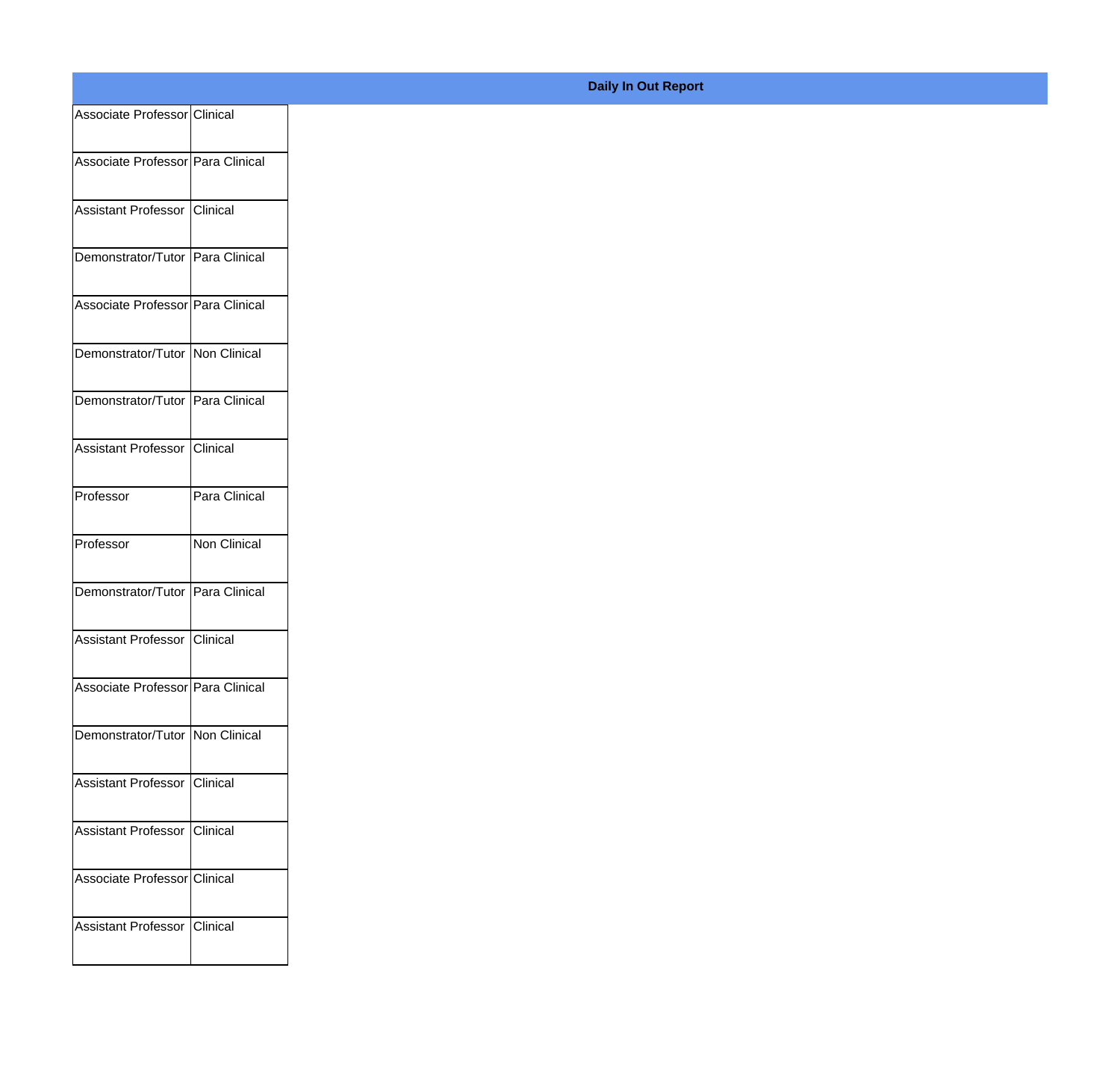**Daily In Out Report**

| | |
|---|---|
| Associate Professor | Clinical |
| Associate Professor | Para Clinical |
| Assistant Professor | Clinical |
| Demonstrator/Tutor | Para Clinical |
| Associate Professor | Para Clinical |
| Demonstrator/Tutor | Non Clinical |
| Demonstrator/Tutor | Para Clinical |
| Assistant Professor | Clinical |
| Professor | Para Clinical |
| Professor | Non Clinical |
| Demonstrator/Tutor | Para Clinical |
| Assistant Professor | Clinical |
| Associate Professor | Para Clinical |
| Demonstrator/Tutor | Non Clinical |
| Assistant Professor | Clinical |
| Assistant Professor | Clinical |
| Associate Professor | Clinical |
| Assistant Professor | Clinical |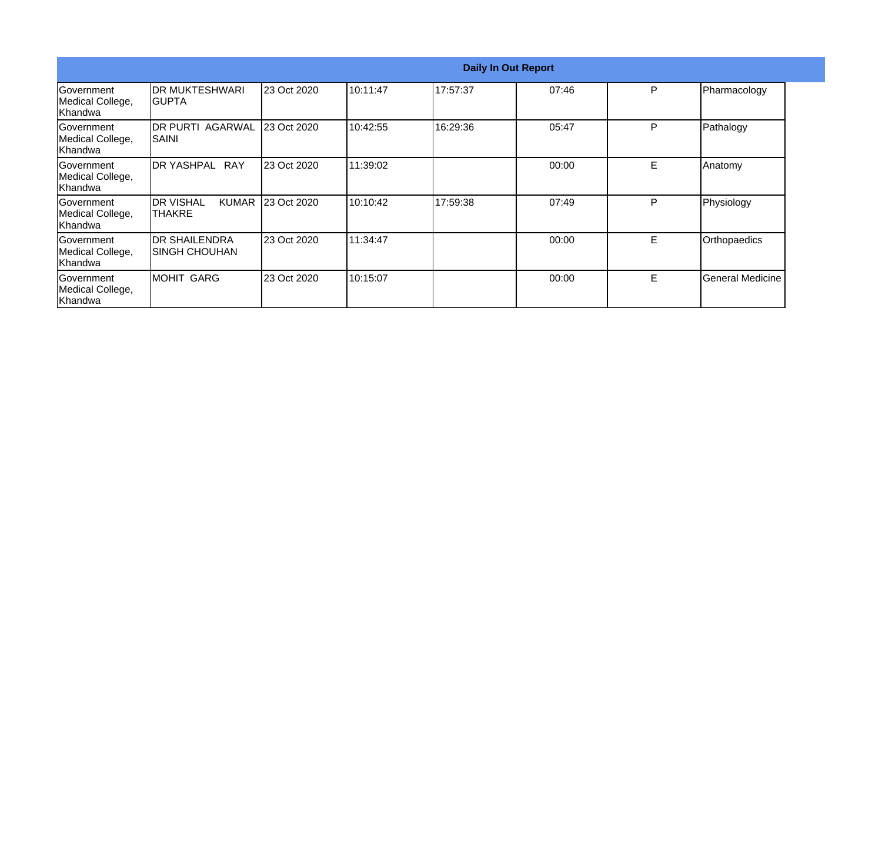| Daily In Out Report | | | | | | | |
|---|---|---|---|---|---|---|---|
| Government Medical College, Khandwa | DR MUKTESHWARI GUPTA | 23 Oct 2020 | 10:11:47 | 17:57:37 | 07:46 | P | Pharmacology |
| Government Medical College, Khandwa | DR PURTI AGARWAL SAINI | 23 Oct 2020 | 10:42:55 | 16:29:36 | 05:47 | P | Pathalogy |
| Government Medical College, Khandwa | DR YASHPAL RAY | 23 Oct 2020 | 11:39:02 | | 00:00 | E | Anatomy |
| Government Medical College, Khandwa | DR VISHAL KUMAR THAKRE | 23 Oct 2020 | 10:10:42 | 17:59:38 | 07:49 | P | Physiology |
| Government Medical College, Khandwa | DR SHAILENDRA SINGH CHOUHAN | 23 Oct 2020 | 11:34:47 | | 00:00 | E | Orthopaedics |
| Government Medical College, Khandwa | MOHIT GARG | 23 Oct 2020 | 10:15:07 | | 00:00 | E | General Medicine |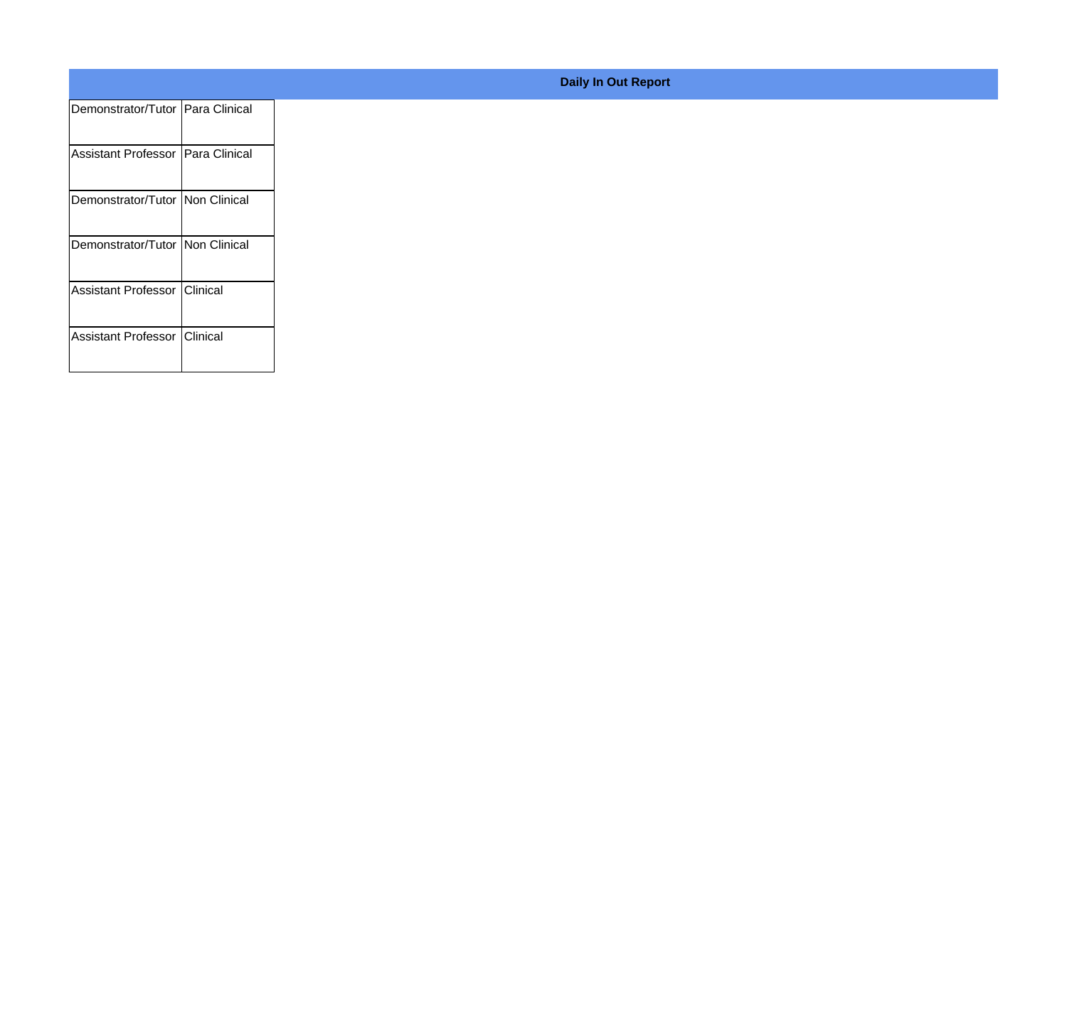**Daily In Out Report**

| | |
|---|---|
| Demonstrator/Tutor | Para Clinical |
| Assistant Professor | Para Clinical |
| Demonstrator/Tutor | Non Clinical |
| Demonstrator/Tutor | Non Clinical |
| Assistant Professor | Clinical |
| Assistant Professor | Clinical |